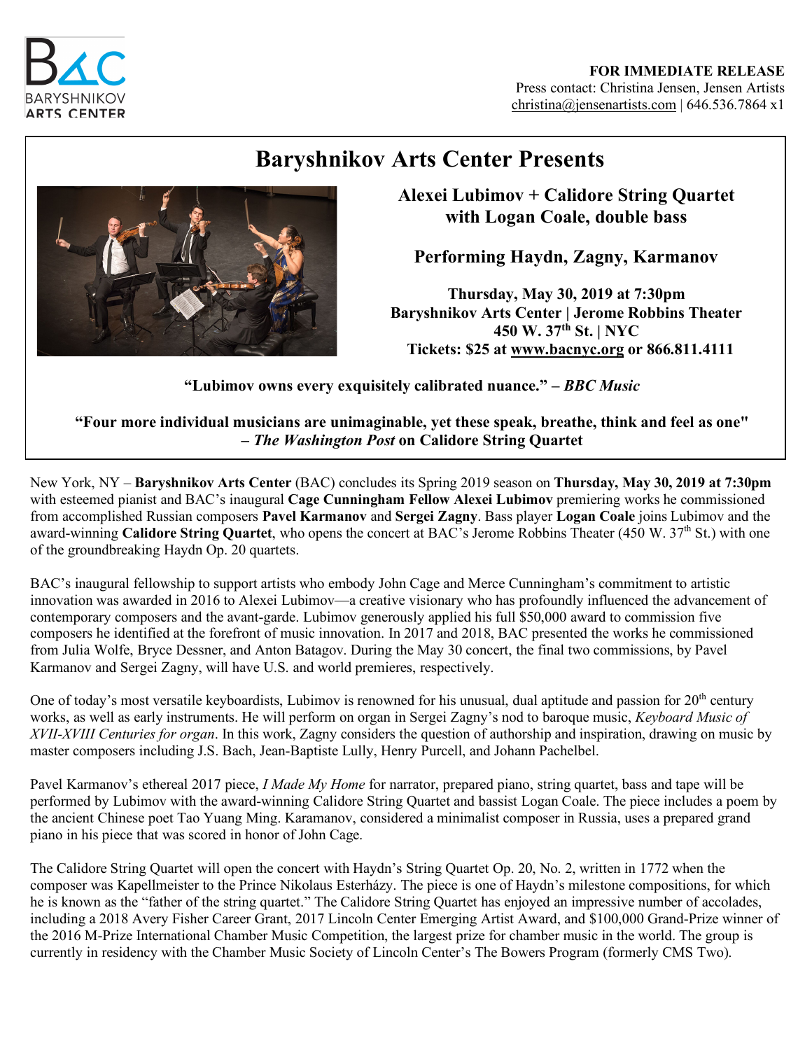BARYSHNIKOV ARTS CENTER

**FOR IMMEDIATE RELEASE**
Press contact: Christina Jensen, Jensen Artists
christina@jensenartists.com | 646.536.7864 x1

# Baryshnikov Arts Center Presents

## Alexei Lubimov + Calidore String Quartet with Logan Coale, double bass

## Performing Haydn, Zagny, Karmanov

**Thursday, May 30, 2019 at 7:30pm**
**Baryshnikov Arts Center | Jerome Robbins Theater**
**450 W. 37th St. | NYC**
**Tickets: $25 at www.bacnyc.org or 866.811.4111**

**"Lubimov owns every exquisitely calibrated nuance." – *BBC Music***

**"Four more individual musicians are unimaginable, yet these speak, breathe, think and feel as one" – *The Washington Post* on Calidore String Quartet**

New York, NY – **Baryshnikov Arts Center** (BAC) concludes its Spring 2019 season on **Thursday, May 30, 2019 at 7:30pm** with esteemed pianist and BAC's inaugural **Cage Cunningham Fellow Alexei Lubimov** premiering works he commissioned from accomplished Russian composers **Pavel Karmanov** and **Sergei Zagny**. Bass player **Logan Coale** joins Lubimov and the award-winning **Calidore String Quartet**, who opens the concert at BAC's Jerome Robbins Theater (450 W. 37th St.) with one of the groundbreaking Haydn Op. 20 quartets.

BAC's inaugural fellowship to support artists who embody John Cage and Merce Cunningham's commitment to artistic innovation was awarded in 2016 to Alexei Lubimov—a creative visionary who has profoundly influenced the advancement of contemporary composers and the avant-garde. Lubimov generously applied his full $50,000 award to commission five composers he identified at the forefront of music innovation. In 2017 and 2018, BAC presented the works he commissioned from Julia Wolfe, Bryce Dessner, and Anton Batagov. During the May 30 concert, the final two commissions, by Pavel Karmanov and Sergei Zagny, will have U.S. and world premieres, respectively.

One of today's most versatile keyboardists, Lubimov is renowned for his unusual, dual aptitude and passion for 20th century works, as well as early instruments. He will perform on organ in Sergei Zagny's nod to baroque music, *Keyboard Music of XVII-XVIII Centuries for organ*. In this work, Zagny considers the question of authorship and inspiration, drawing on music by master composers including J.S. Bach, Jean-Baptiste Lully, Henry Purcell, and Johann Pachelbel.

Pavel Karmanov's ethereal 2017 piece, *I Made My Home* for narrator, prepared piano, string quartet, bass and tape will be performed by Lubimov with the award-winning Calidore String Quartet and bassist Logan Coale. The piece includes a poem by the ancient Chinese poet Tao Yuang Ming. Karamanov, considered a minimalist composer in Russia, uses a prepared grand piano in his piece that was scored in honor of John Cage.

The Calidore String Quartet will open the concert with Haydn's String Quartet Op. 20, No. 2, written in 1772 when the composer was Kapellmeister to the Prince Nikolaus Esterházy. The piece is one of Haydn's milestone compositions, for which he is known as the "father of the string quartet." The Calidore String Quartet has enjoyed an impressive number of accolades, including a 2018 Avery Fisher Career Grant, 2017 Lincoln Center Emerging Artist Award, and $100,000 Grand-Prize winner of the 2016 M-Prize International Chamber Music Competition, the largest prize for chamber music in the world. The group is currently in residency with the Chamber Music Society of Lincoln Center's The Bowers Program (formerly CMS Two).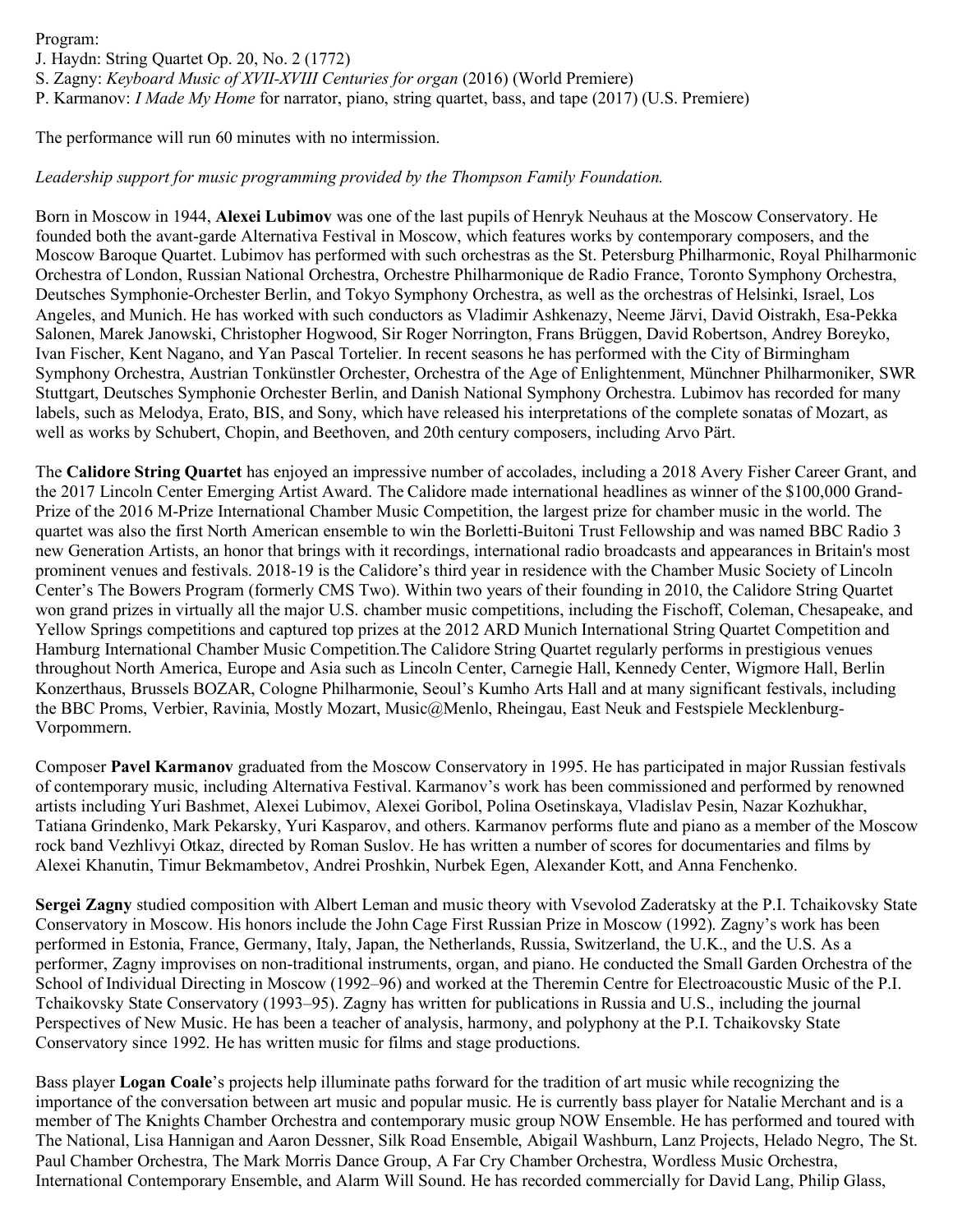Program:

J. Haydn: String Quartet Op. 20, No. 2 (1772)
S. Zagny: *Keyboard Music of XVII-XVIII Centuries for organ* (2016) (World Premiere)
P. Karmanov: *I Made My Home* for narrator, piano, string quartet, bass, and tape (2017) (U.S. Premiere)

The performance will run 60 minutes with no intermission.

*Leadership support for music programming provided by the Thompson Family Foundation.*

Born in Moscow in 1944, **Alexei Lubimov** was one of the last pupils of Henryk Neuhaus at the Moscow Conservatory. He founded both the avant-garde Alternativa Festival in Moscow, which features works by contemporary composers, and the Moscow Baroque Quartet. Lubimov has performed with such orchestras as the St. Petersburg Philharmonic, Royal Philharmonic Orchestra of London, Russian National Orchestra, Orchestre Philharmonique de Radio France, Toronto Symphony Orchestra, Deutsches Symphonie-Orchester Berlin, and Tokyo Symphony Orchestra, as well as the orchestras of Helsinki, Israel, Los Angeles, and Munich. He has worked with such conductors as Vladimir Ashkenazy, Neeme Järvi, David Oistrakh, Esa-Pekka Salonen, Marek Janowski, Christopher Hogwood, Sir Roger Norrington, Frans Brüggen, David Robertson, Andrey Boreyko, Ivan Fischer, Kent Nagano, and Yan Pascal Tortelier. In recent seasons he has performed with the City of Birmingham Symphony Orchestra, Austrian Tonkünstler Orchester, Orchestra of the Age of Enlightenment, Münchner Philharmoniker, SWR Stuttgart, Deutsches Symphonie Orchester Berlin, and Danish National Symphony Orchestra. Lubimov has recorded for many labels, such as Melodya, Erato, BIS, and Sony, which have released his interpretations of the complete sonatas of Mozart, as well as works by Schubert, Chopin, and Beethoven, and 20th century composers, including Arvo Pärt.

The **Calidore String Quartet** has enjoyed an impressive number of accolades, including a 2018 Avery Fisher Career Grant, and the 2017 Lincoln Center Emerging Artist Award. The Calidore made international headlines as winner of the $100,000 Grand-Prize of the 2016 M-Prize International Chamber Music Competition, the largest prize for chamber music in the world. The quartet was also the first North American ensemble to win the Borletti-Buitoni Trust Fellowship and was named BBC Radio 3 new Generation Artists, an honor that brings with it recordings, international radio broadcasts and appearances in Britain's most prominent venues and festivals. 2018-19 is the Calidore's third year in residence with the Chamber Music Society of Lincoln Center's The Bowers Program (formerly CMS Two). Within two years of their founding in 2010, the Calidore String Quartet won grand prizes in virtually all the major U.S. chamber music competitions, including the Fischoff, Coleman, Chesapeake, and Yellow Springs competitions and captured top prizes at the 2012 ARD Munich International String Quartet Competition and Hamburg International Chamber Music Competition.The Calidore String Quartet regularly performs in prestigious venues throughout North America, Europe and Asia such as Lincoln Center, Carnegie Hall, Kennedy Center, Wigmore Hall, Berlin Konzerthaus, Brussels BOZAR, Cologne Philharmonie, Seoul's Kumho Arts Hall and at many significant festivals, including the BBC Proms, Verbier, Ravinia, Mostly Mozart, Music@Menlo, Rheingau, East Neuk and Festspiele Mecklenburg-Vorpommern.

Composer **Pavel Karmanov** graduated from the Moscow Conservatory in 1995. He has participated in major Russian festivals of contemporary music, including Alternativa Festival. Karmanov's work has been commissioned and performed by renowned artists including Yuri Bashmet, Alexei Lubimov, Alexei Goribol, Polina Osetinskaya, Vladislav Pesin, Nazar Kozhukhar, Tatiana Grindenko, Mark Pekarsky, Yuri Kasparov, and others. Karmanov performs flute and piano as a member of the Moscow rock band Vezhlivyi Otkaz, directed by Roman Suslov. He has written a number of scores for documentaries and films by Alexei Khanutin, Timur Bekmambetov, Andrei Proshkin, Nurbek Egen, Alexander Kott, and Anna Fenchenko.

**Sergei Zagny** studied composition with Albert Leman and music theory with Vsevolod Zaderatsky at the P.I. Tchaikovsky State Conservatory in Moscow. His honors include the John Cage First Russian Prize in Moscow (1992). Zagny's work has been performed in Estonia, France, Germany, Italy, Japan, the Netherlands, Russia, Switzerland, the U.K., and the U.S. As a performer, Zagny improvises on non-traditional instruments, organ, and piano. He conducted the Small Garden Orchestra of the School of Individual Directing in Moscow (1992–96) and worked at the Theremin Centre for Electroacoustic Music of the P.I. Tchaikovsky State Conservatory (1993–95). Zagny has written for publications in Russia and U.S., including the journal Perspectives of New Music. He has been a teacher of analysis, harmony, and polyphony at the P.I. Tchaikovsky State Conservatory since 1992. He has written music for films and stage productions.

Bass player **Logan Coale**'s projects help illuminate paths forward for the tradition of art music while recognizing the importance of the conversation between art music and popular music. He is currently bass player for Natalie Merchant and is a member of The Knights Chamber Orchestra and contemporary music group NOW Ensemble. He has performed and toured with The National, Lisa Hannigan and Aaron Dessner, Silk Road Ensemble, Abigail Washburn, Lanz Projects, Helado Negro, The St. Paul Chamber Orchestra, The Mark Morris Dance Group, A Far Cry Chamber Orchestra, Wordless Music Orchestra, International Contemporary Ensemble, and Alarm Will Sound. He has recorded commercially for David Lang, Philip Glass,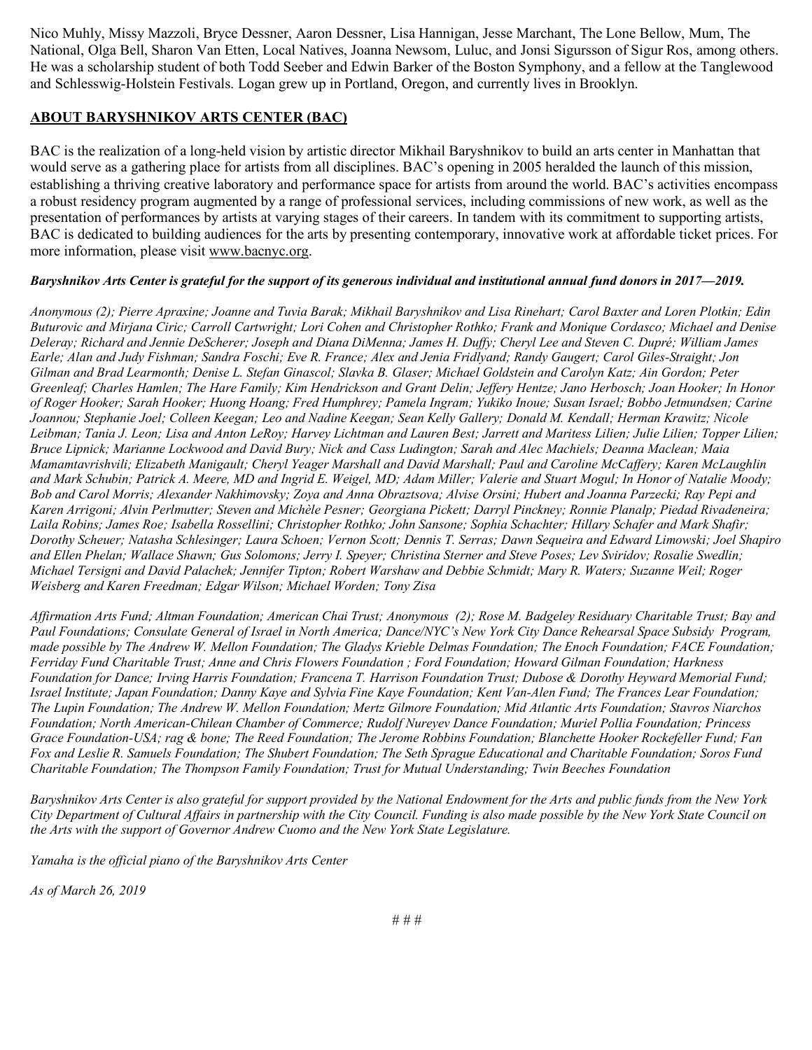Nico Muhly, Missy Mazzoli, Bryce Dessner, Aaron Dessner, Lisa Hannigan, Jesse Marchant, The Lone Bellow, Mum, The National, Olga Bell, Sharon Van Etten, Local Natives, Joanna Newsom, Luluc, and Jonsi Sigursson of Sigur Ros, among others. He was a scholarship student of both Todd Seeber and Edwin Barker of the Boston Symphony, and a fellow at the Tanglewood and Schlesswig-Holstein Festivals. Logan grew up in Portland, Oregon, and currently lives in Brooklyn.

## ABOUT BARYSHNIKOV ARTS CENTER (BAC)

BAC is the realization of a long-held vision by artistic director Mikhail Baryshnikov to build an arts center in Manhattan that would serve as a gathering place for artists from all disciplines. BAC's opening in 2005 heralded the launch of this mission, establishing a thriving creative laboratory and performance space for artists from around the world. BAC's activities encompass a robust residency program augmented by a range of professional services, including commissions of new work, as well as the presentation of performances by artists at varying stages of their careers. In tandem with its commitment to supporting artists, BAC is dedicated to building audiences for the arts by presenting contemporary, innovative work at affordable ticket prices. For more information, please visit www.bacnyc.org.

***Baryshnikov Arts Center is grateful for the support of its generous individual and institutional annual fund donors in 2017—2019.***

*Anonymous (2); Pierre Apraxine; Joanne and Tuvia Barak; Mikhail Baryshnikov and Lisa Rinehart; Carol Baxter and Loren Plotkin; Edin Buturovic and Mirjana Ciric; Carroll Cartwright; Lori Cohen and Christopher Rothko; Frank and Monique Cordasco; Michael and Denise Deleray; Richard and Jennie DeScherer; Joseph and Diana DiMenna; James H. Duffy; Cheryl Lee and Steven C. Dupré; William James Earle; Alan and Judy Fishman; Sandra Foschi; Eve R. France; Alex and Jenia Fridlyand; Randy Gaugert; Carol Giles-Straight; Jon Gilman and Brad Learmonth; Denise L. Stefan Ginascol; Slavka B. Glaser; Michael Goldstein and Carolyn Katz; Ain Gordon; Peter Greenleaf; Charles Hamlen; The Hare Family; Kim Hendrickson and Grant Delin; Jeffery Hentze; Jano Herbosch; Joan Hooker; In Honor of Roger Hooker; Sarah Hooker; Huong Hoang; Fred Humphrey; Pamela Ingram; Yukiko Inoue; Susan Israel; Bobbo Jetmundsen; Carine Joannou; Stephanie Joel; Colleen Keegan; Leo and Nadine Keegan; Sean Kelly Gallery; Donald M. Kendall; Herman Krawitz; Nicole Leibman; Tania J. Leon; Lisa and Anton LeRoy; Harvey Lichtman and Lauren Best; Jarrett and Maritess Lilien; Julie Lilien; Topper Lilien; Bruce Lipnick; Marianne Lockwood and David Bury; Nick and Cass Ludington; Sarah and Alec Machiels; Deanna Maclean; Maia Mamamtavrishvili; Elizabeth Manigault; Cheryl Yeager Marshall and David Marshall; Paul and Caroline McCaffery; Karen McLaughlin and Mark Schubin; Patrick A. Meere, MD and Ingrid E. Weigel, MD; Adam Miller; Valerie and Stuart Mogul; In Honor of Natalie Moody; Bob and Carol Morris; Alexander Nakhimovsky; Zoya and Anna Obraztsova; Alvise Orsini; Hubert and Joanna Parzecki; Ray Pepi and Karen Arrigoni; Alvin Perlmutter; Steven and Michèle Pesner; Georgiana Pickett; Darryl Pinckney; Ronnie Planalp; Piedad Rivadeneira; Laila Robins; James Roe; Isabella Rossellini; Christopher Rothko; John Sansone; Sophia Schachter; Hillary Schafer and Mark Shafir; Dorothy Scheuer; Natasha Schlesinger; Laura Schoen; Vernon Scott; Dennis T. Serras; Dawn Sequeira and Edward Limowski; Joel Shapiro and Ellen Phelan; Wallace Shawn; Gus Solomons; Jerry I. Speyer; Christina Sterner and Steve Poses; Lev Sviridov; Rosalie Swedlin; Michael Tersigni and David Palachek; Jennifer Tipton; Robert Warshaw and Debbie Schmidt; Mary R. Waters; Suzanne Weil; Roger Weisberg and Karen Freedman; Edgar Wilson; Michael Worden; Tony Zisa*

*Affirmation Arts Fund; Altman Foundation; American Chai Trust; Anonymous (2); Rose M. Badgeley Residuary Charitable Trust; Bay and Paul Foundations; Consulate General of Israel in North America; Dance/NYC's New York City Dance Rehearsal Space Subsidy Program, made possible by The Andrew W. Mellon Foundation; The Gladys Krieble Delmas Foundation; The Enoch Foundation; FACE Foundation; Ferriday Fund Charitable Trust; Anne and Chris Flowers Foundation ; Ford Foundation; Howard Gilman Foundation; Harkness Foundation for Dance; Irving Harris Foundation; Francena T. Harrison Foundation Trust; Dubose & Dorothy Heyward Memorial Fund; Israel Institute; Japan Foundation; Danny Kaye and Sylvia Fine Kaye Foundation; Kent Van-Alen Fund; The Frances Lear Foundation; The Lupin Foundation; The Andrew W. Mellon Foundation; Mertz Gilmore Foundation; Mid Atlantic Arts Foundation; Stavros Niarchos Foundation; North American-Chilean Chamber of Commerce; Rudolf Nureyev Dance Foundation; Muriel Pollia Foundation; Princess Grace Foundation-USA; rag & bone; The Reed Foundation; The Jerome Robbins Foundation; Blanchette Hooker Rockefeller Fund; Fan Fox and Leslie R. Samuels Foundation; The Shubert Foundation; The Seth Sprague Educational and Charitable Foundation; Soros Fund Charitable Foundation; The Thompson Family Foundation; Trust for Mutual Understanding; Twin Beeches Foundation*

*Baryshnikov Arts Center is also grateful for support provided by the National Endowment for the Arts and public funds from the New York City Department of Cultural Affairs in partnership with the City Council. Funding is also made possible by the New York State Council on the Arts with the support of Governor Andrew Cuomo and the New York State Legislature.*

*Yamaha is the official piano of the Baryshnikov Arts Center*

*As of March 26, 2019*

# # #